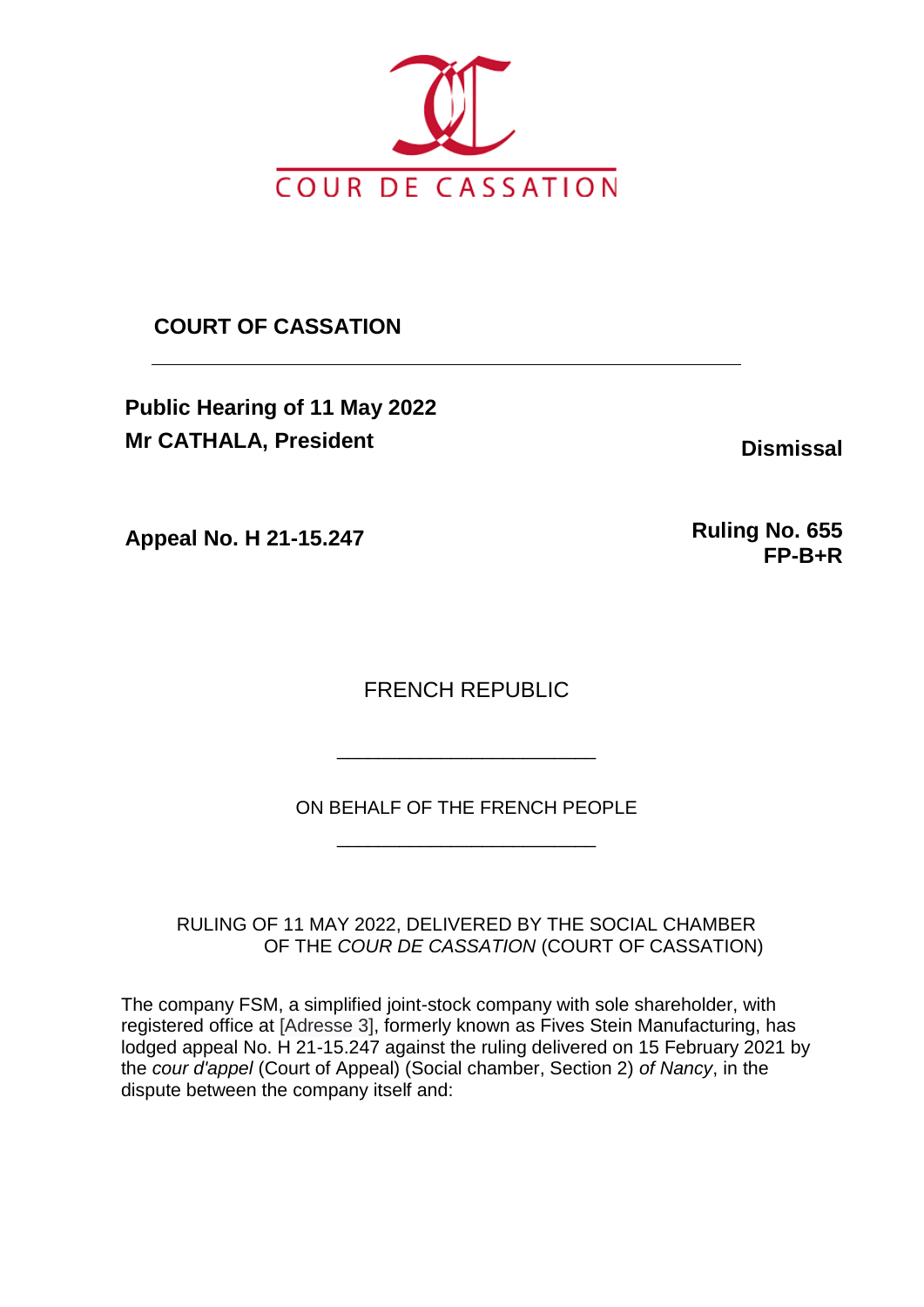COUR DE CASSATION

**COURT OF CASSATION**

---

**Public Hearing of 11 May 2022**
**Mr CATHALA, President**

**Dismissal**

**Appeal No. H 21-15.247**

**Ruling No. 655**
**FP-B+R**

FRENCH REPUBLIC

_______________________

ON BEHALF OF THE FRENCH PEOPLE

_______________________

RULING OF 11 MAY 2022, DELIVERED BY THE SOCIAL CHAMBER OF THE *COUR DE CASSATION* (COURT OF CASSATION)

The company FSM, a simplified joint-stock company with sole shareholder, with registered office at [Adresse 3], formerly known as Fives Stein Manufacturing, has lodged appeal No. H 21-15.247 against the ruling delivered on 15 February 2021 by the *cour d'appel* (Court of Appeal) (Social chamber, Section 2) *of Nancy*, in the dispute between the company itself and: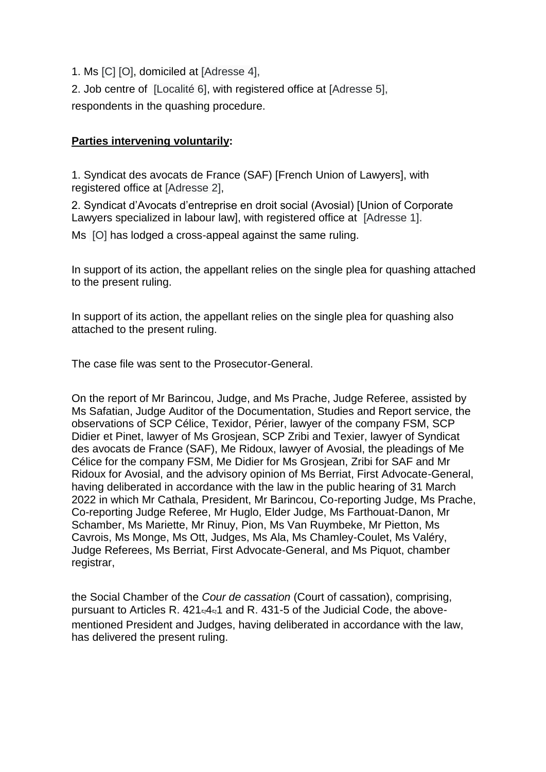1. Ms [C] [O], domiciled at [Adresse 4],

2. Job centre of [Localité 6], with registered office at [Adresse 5],

respondents in the quashing procedure.

**Parties intervening voluntarily:**

1. Syndicat des avocats de France (SAF) [French Union of Lawyers], with registered office at [Adresse 2],

2. Syndicat d'Avocats d'entreprise en droit social (Avosial) [Union of Corporate Lawyers specialized in labour law], with registered office at [Adresse 1].

Ms [O] has lodged a cross-appeal against the same ruling.

In support of its action, the appellant relies on the single plea for quashing attached to the present ruling.

In support of its action, the appellant relies on the single plea for quashing also attached to the present ruling.

The case file was sent to the Prosecutor-General.

On the report of Mr Barincou, Judge, and Ms Prache, Judge Referee, assisted by Ms Safatian, Judge Auditor of the Documentation, Studies and Report service, the observations of SCP Célice, Texidor, Périer, lawyer of the company FSM, SCP Didier et Pinet, lawyer of Ms Grosjean, SCP Zribi and Texier, lawyer of Syndicat des avocats de France (SAF), Me Ridoux, lawyer of Avosial, the pleadings of Me Célice for the company FSM, Me Didier for Ms Grosjean, Zribi for SAF and Mr Ridoux for Avosial, and the advisory opinion of Ms Berriat, First Advocate-General, having deliberated in accordance with the law in the public hearing of 31 March 2022 in which Mr Cathala, President, Mr Barincou, Co-reporting Judge, Ms Prache, Co-reporting Judge Referee, Mr Huglo, Elder Judge, Ms Farthouat-Danon, Mr Schamber, Ms Mariette, Mr Rinuy, Pion, Ms Van Ruymbeke, Mr Pietton, Ms Cavrois, Ms Monge, Ms Ott, Judges, Ms Ala, Ms Chamley-Coulet, Ms Valéry, Judge Referees, Ms Berriat, First Advocate-General, and Ms Piquot, chamber registrar,

the Social Chamber of the *Cour de cassation* (Court of cassation), comprising, pursuant to Articles R. 421-4-1 and R. 431-5 of the Judicial Code, the above-mentioned President and Judges, having deliberated in accordance with the law, has delivered the present ruling.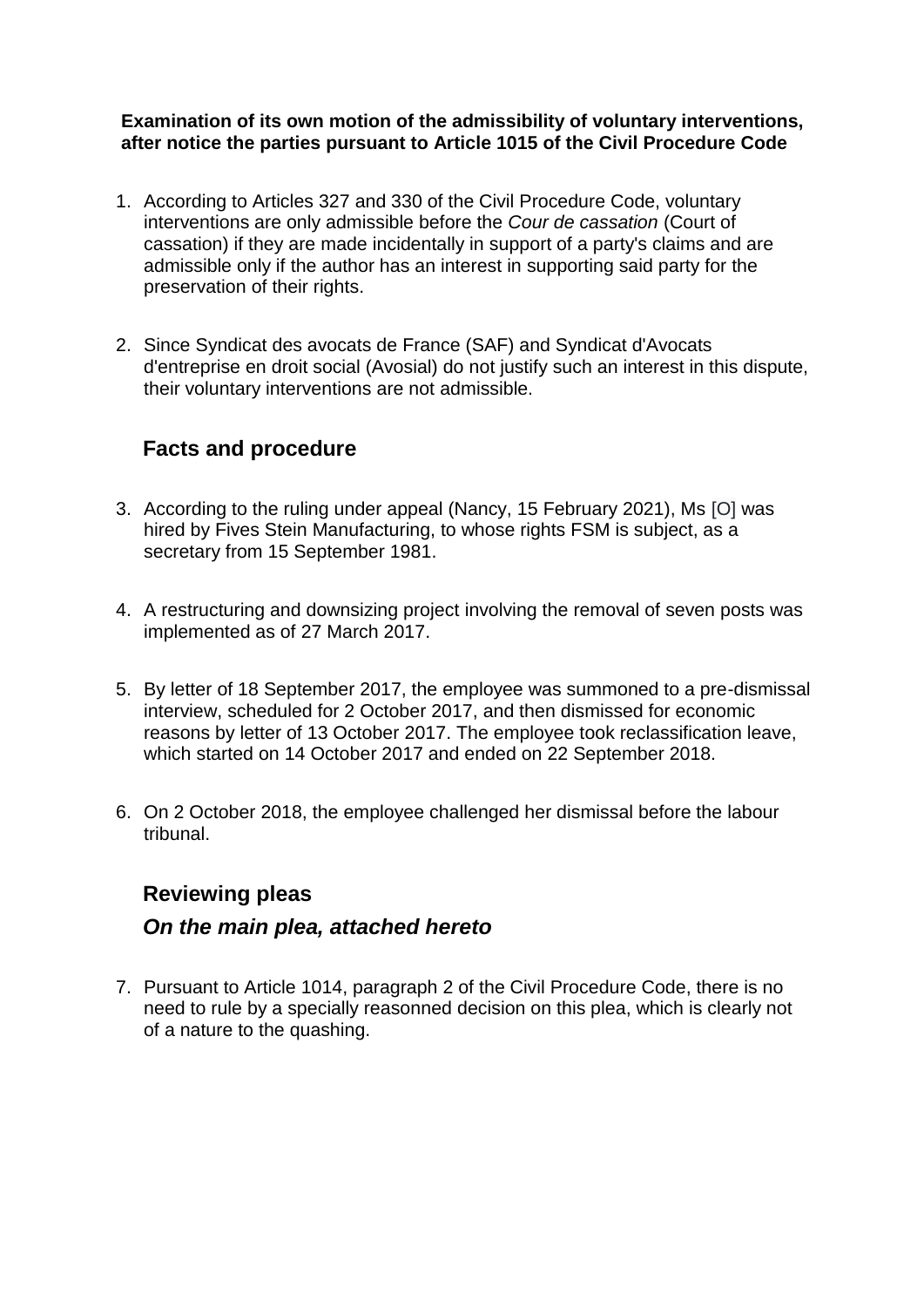**Examination of its own motion of the admissibility of voluntary interventions, after notice the parties pursuant to Article 1015 of the Civil Procedure Code**

1. According to Articles 327 and 330 of the Civil Procedure Code, voluntary interventions are only admissible before the *Cour de cassation* (Court of cassation) if they are made incidentally in support of a party's claims and are admissible only if the author has an interest in supporting said party for the preservation of their rights.

2. Since Syndicat des avocats de France (SAF) and Syndicat d'Avocats d'entreprise en droit social (Avosial) do not justify such an interest in this dispute, their voluntary interventions are not admissible.

## Facts and procedure

3. According to the ruling under appeal (Nancy, 15 February 2021), Ms [O] was hired by Fives Stein Manufacturing, to whose rights FSM is subject, as a secretary from 15 September 1981.

4. A restructuring and downsizing project involving the removal of seven posts was implemented as of 27 March 2017.

5. By letter of 18 September 2017, the employee was summoned to a pre-dismissal interview, scheduled for 2 October 2017, and then dismissed for economic reasons by letter of 13 October 2017. The employee took reclassification leave, which started on 14 October 2017 and ended on 22 September 2018.

6. On 2 October 2018, the employee challenged her dismissal before the labour tribunal.

## Reviewing pleas

### *On the main plea, attached hereto*

7. Pursuant to Article 1014, paragraph 2 of the Civil Procedure Code, there is no need to rule by a specially reasonned decision on this plea, which is clearly not of a nature to the quashing.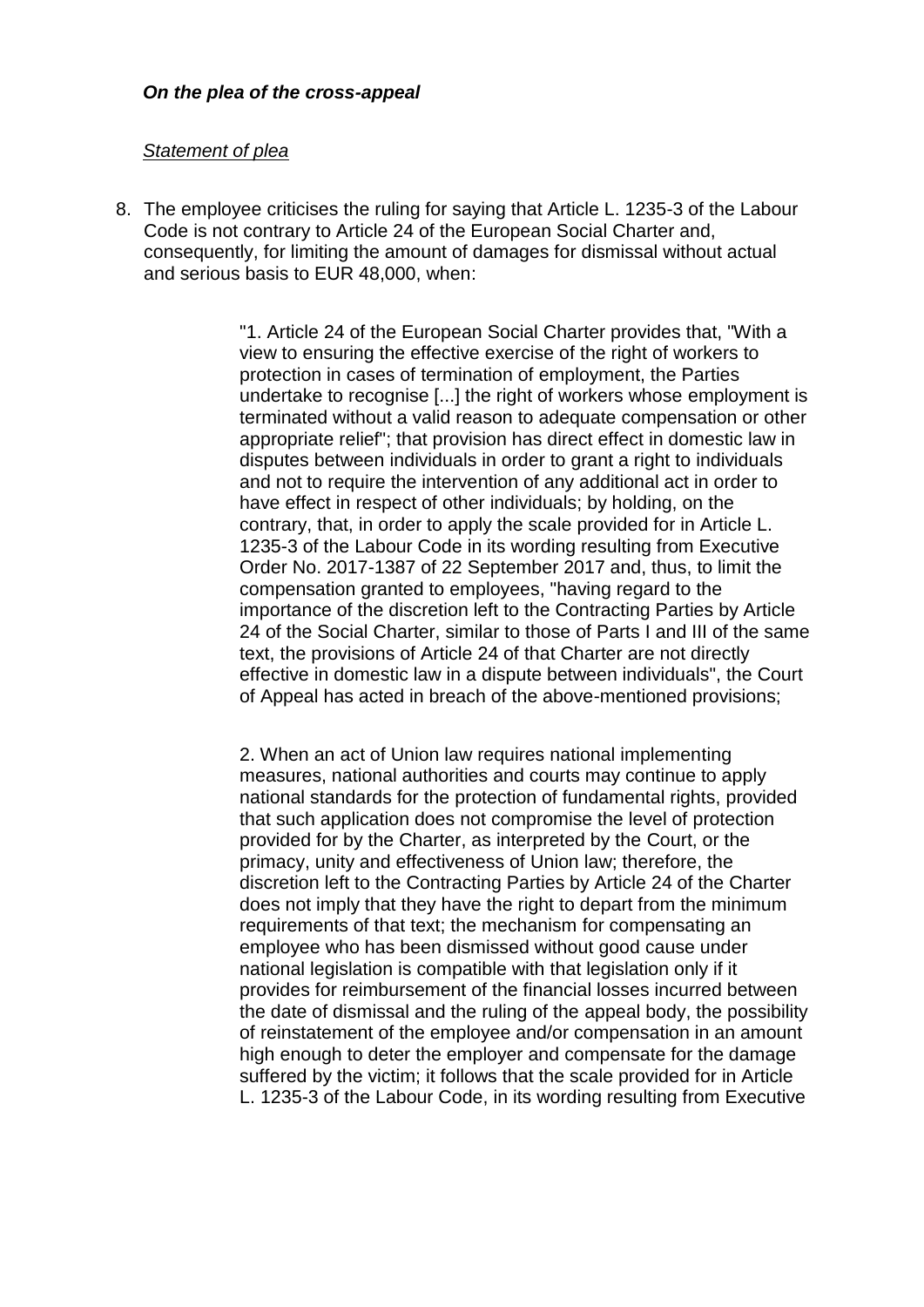***On the plea of the cross-appeal***

*Statement of plea*

8. The employee criticises the ruling for saying that Article L. 1235-3 of the Labour Code is not contrary to Article 24 of the European Social Charter and, consequently, for limiting the amount of damages for dismissal without actual and serious basis to EUR 48,000, when:

> "1. Article 24 of the European Social Charter provides that, "With a view to ensuring the effective exercise of the right of workers to protection in cases of termination of employment, the Parties undertake to recognise [...] the right of workers whose employment is terminated without a valid reason to adequate compensation or other appropriate relief"; that provision has direct effect in domestic law in disputes between individuals in order to grant a right to individuals and not to require the intervention of any additional act in order to have effect in respect of other individuals; by holding, on the contrary, that, in order to apply the scale provided for in Article L. 1235-3 of the Labour Code in its wording resulting from Executive Order No. 2017-1387 of 22 September 2017 and, thus, to limit the compensation granted to employees, "having regard to the importance of the discretion left to the Contracting Parties by Article 24 of the Social Charter, similar to those of Parts I and III of the same text, the provisions of Article 24 of that Charter are not directly effective in domestic law in a dispute between individuals", the Court of Appeal has acted in breach of the above-mentioned provisions;
>
> 2. When an act of Union law requires national implementing measures, national authorities and courts may continue to apply national standards for the protection of fundamental rights, provided that such application does not compromise the level of protection provided for by the Charter, as interpreted by the Court, or the primacy, unity and effectiveness of Union law; therefore, the discretion left to the Contracting Parties by Article 24 of the Charter does not imply that they have the right to depart from the minimum requirements of that text; the mechanism for compensating an employee who has been dismissed without good cause under national legislation is compatible with that legislation only if it provides for reimbursement of the financial losses incurred between the date of dismissal and the ruling of the appeal body, the possibility of reinstatement of the employee and/or compensation in an amount high enough to deter the employer and compensate for the damage suffered by the victim; it follows that the scale provided for in Article L. 1235-3 of the Labour Code, in its wording resulting from Executive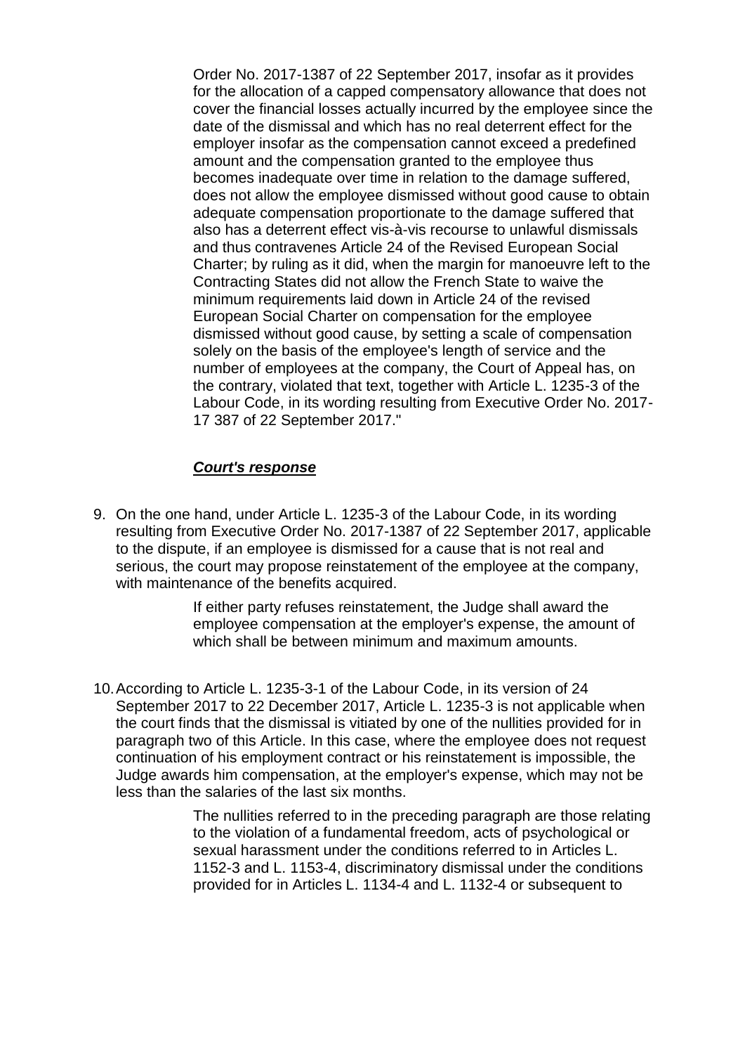Order No. 2017-1387 of 22 September 2017, insofar as it provides for the allocation of a capped compensatory allowance that does not cover the financial losses actually incurred by the employee since the date of the dismissal and which has no real deterrent effect for the employer insofar as the compensation cannot exceed a predefined amount and the compensation granted to the employee thus becomes inadequate over time in relation to the damage suffered, does not allow the employee dismissed without good cause to obtain adequate compensation proportionate to the damage suffered that also has a deterrent effect vis-à-vis recourse to unlawful dismissals and thus contravenes Article 24 of the Revised European Social Charter; by ruling as it did, when the margin for manoeuvre left to the Contracting States did not allow the French State to waive the minimum requirements laid down in Article 24 of the revised European Social Charter on compensation for the employee dismissed without good cause, by setting a scale of compensation solely on the basis of the employee's length of service and the number of employees at the company, the Court of Appeal has, on the contrary, violated that text, together with Article L. 1235-3 of the Labour Code, in its wording resulting from Executive Order No. 2017-17 387 of 22 September 2017."

***<u>Court's response</u>***

9. On the one hand, under Article L. 1235-3 of the Labour Code, in its wording resulting from Executive Order No. 2017-1387 of 22 September 2017, applicable to the dispute, if an employee is dismissed for a cause that is not real and serious, the court may propose reinstatement of the employee at the company, with maintenance of the benefits acquired.

   If either party refuses reinstatement, the Judge shall award the employee compensation at the employer's expense, the amount of which shall be between minimum and maximum amounts.

10. According to Article L. 1235-3-1 of the Labour Code, in its version of 24 September 2017 to 22 December 2017, Article L. 1235-3 is not applicable when the court finds that the dismissal is vitiated by one of the nullities provided for in paragraph two of this Article. In this case, where the employee does not request continuation of his employment contract or his reinstatement is impossible, the Judge awards him compensation, at the employer's expense, which may not be less than the salaries of the last six months.

    The nullities referred to in the preceding paragraph are those relating to the violation of a fundamental freedom, acts of psychological or sexual harassment under the conditions referred to in Articles L. 1152-3 and L. 1153-4, discriminatory dismissal under the conditions provided for in Articles L. 1134-4 and L. 1132-4 or subsequent to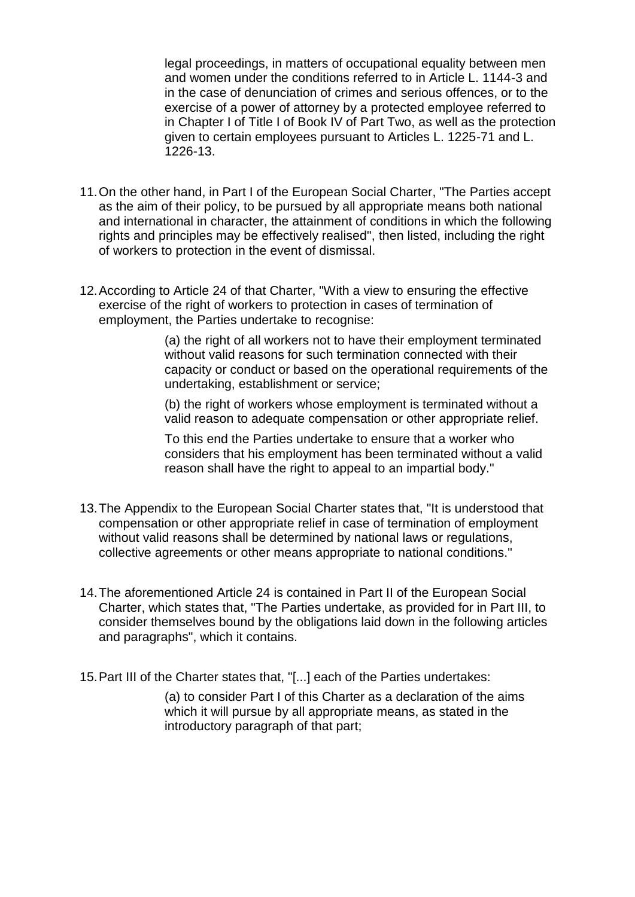> legal proceedings, in matters of occupational equality between men and women under the conditions referred to in Article L. 1144-3 and in the case of denunciation of crimes and serious offences, or to the exercise of a power of attorney by a protected employee referred to in Chapter I of Title I of Book IV of Part Two, as well as the protection given to certain employees pursuant to Articles L. 1225-71 and L. 1226-13.

11. On the other hand, in Part I of the European Social Charter, "The Parties accept as the aim of their policy, to be pursued by all appropriate means both national and international in character, the attainment of conditions in which the following rights and principles may be effectively realised", then listed, including the right of workers to protection in the event of dismissal.

12. According to Article 24 of that Charter, "With a view to ensuring the effective exercise of the right of workers to protection in cases of termination of employment, the Parties undertake to recognise:

> (a) the right of all workers not to have their employment terminated without valid reasons for such termination connected with their capacity or conduct or based on the operational requirements of the undertaking, establishment or service;
>
> (b) the right of workers whose employment is terminated without a valid reason to adequate compensation or other appropriate relief.
>
> To this end the Parties undertake to ensure that a worker who considers that his employment has been terminated without a valid reason shall have the right to appeal to an impartial body."

13. The Appendix to the European Social Charter states that, "It is understood that compensation or other appropriate relief in case of termination of employment without valid reasons shall be determined by national laws or regulations, collective agreements or other means appropriate to national conditions."

14. The aforementioned Article 24 is contained in Part II of the European Social Charter, which states that, "The Parties undertake, as provided for in Part III, to consider themselves bound by the obligations laid down in the following articles and paragraphs", which it contains.

15. Part III of the Charter states that, "[...] each of the Parties undertakes:

> (a) to consider Part I of this Charter as a declaration of the aims which it will pursue by all appropriate means, as stated in the introductory paragraph of that part;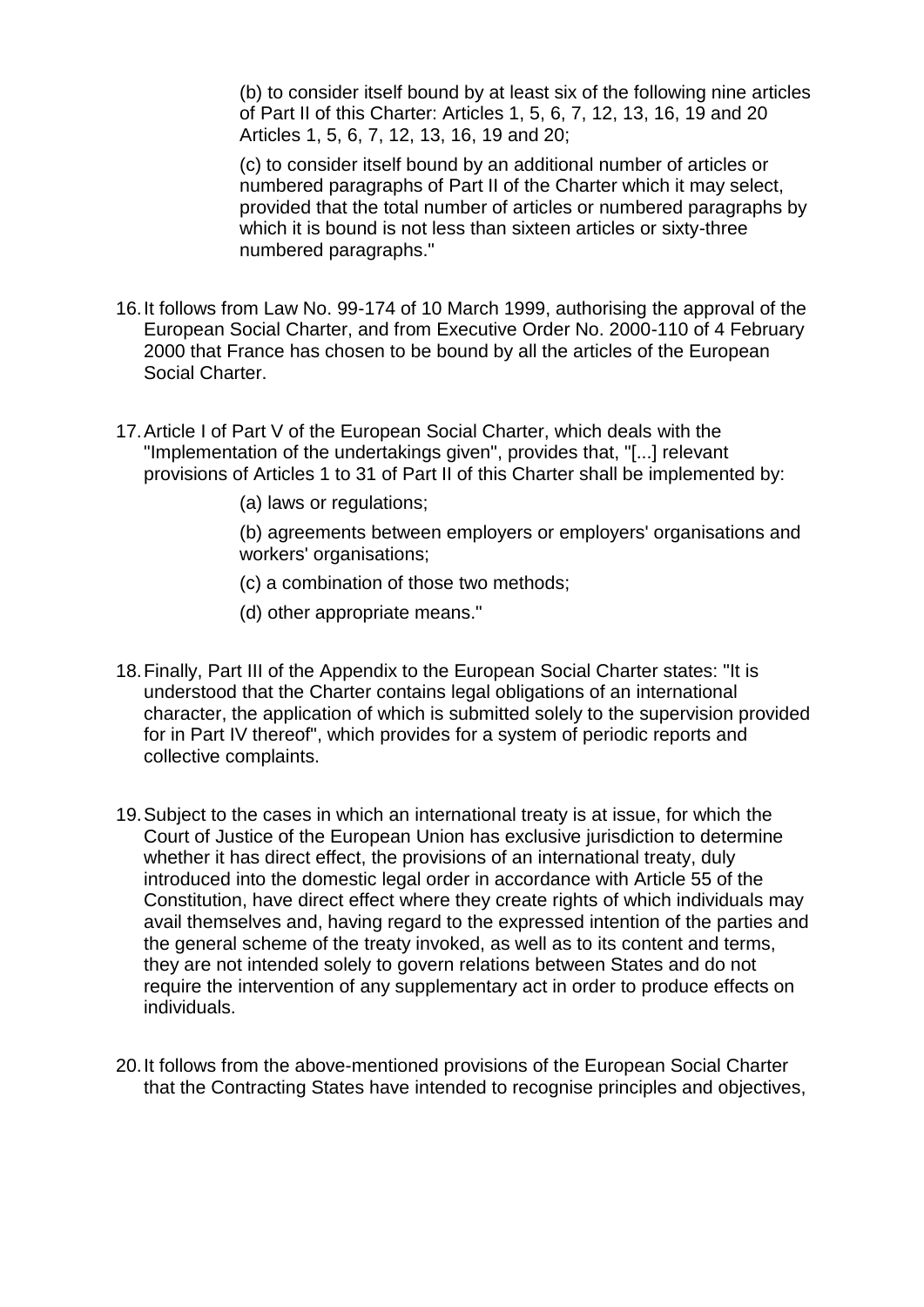(b) to consider itself bound by at least six of the following nine articles of Part II of this Charter: Articles 1, 5, 6, 7, 12, 13, 16, 19 and 20 Articles 1, 5, 6, 7, 12, 13, 16, 19 and 20;

(c) to consider itself bound by an additional number of articles or numbered paragraphs of Part II of the Charter which it may select, provided that the total number of articles or numbered paragraphs by which it is bound is not less than sixteen articles or sixty-three numbered paragraphs."

16. It follows from Law No. 99-174 of 10 March 1999, authorising the approval of the European Social Charter, and from Executive Order No. 2000-110 of 4 February 2000 that France has chosen to be bound by all the articles of the European Social Charter.

17. Article I of Part V of the European Social Charter, which deals with the "Implementation of the undertakings given", provides that, "[...] relevant provisions of Articles 1 to 31 of Part II of this Charter shall be implemented by:

    (a) laws or regulations;

    (b) agreements between employers or employers' organisations and workers' organisations;

    (c) a combination of those two methods;

    (d) other appropriate means."

18. Finally, Part III of the Appendix to the European Social Charter states: "It is understood that the Charter contains legal obligations of an international character, the application of which is submitted solely to the supervision provided for in Part IV thereof", which provides for a system of periodic reports and collective complaints.

19. Subject to the cases in which an international treaty is at issue, for which the Court of Justice of the European Union has exclusive jurisdiction to determine whether it has direct effect, the provisions of an international treaty, duly introduced into the domestic legal order in accordance with Article 55 of the Constitution, have direct effect where they create rights of which individuals may avail themselves and, having regard to the expressed intention of the parties and the general scheme of the treaty invoked, as well as to its content and terms, they are not intended solely to govern relations between States and do not require the intervention of any supplementary act in order to produce effects on individuals.

20. It follows from the above-mentioned provisions of the European Social Charter that the Contracting States have intended to recognise principles and objectives,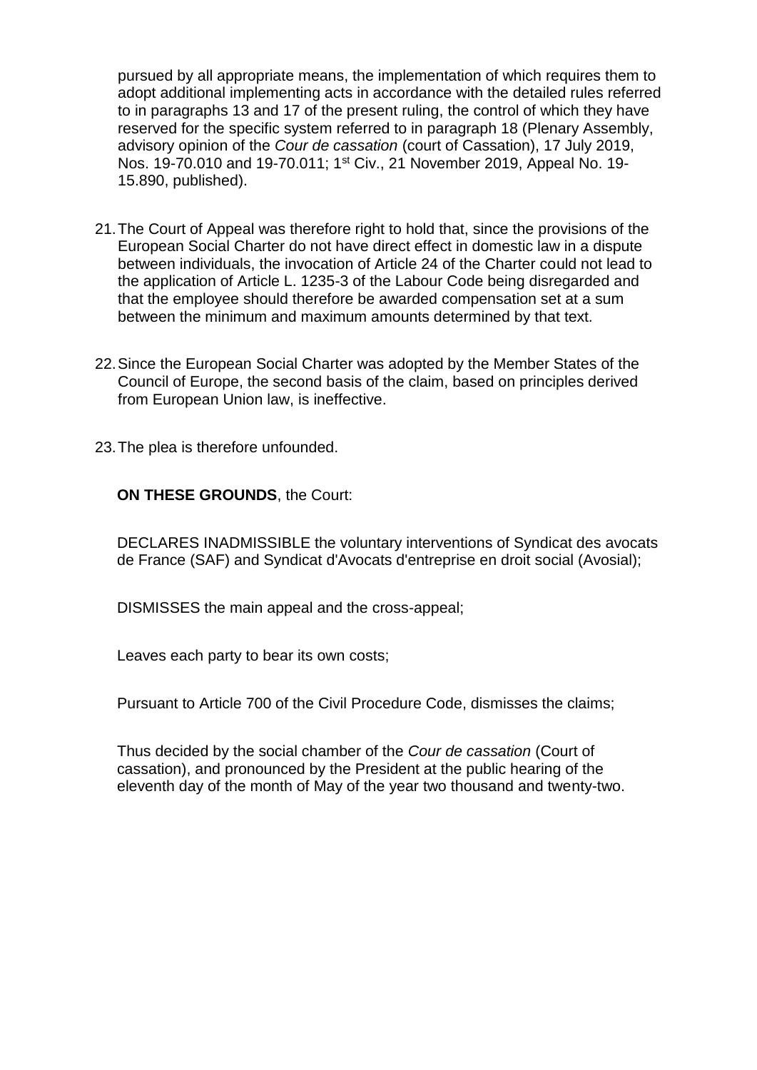pursued by all appropriate means, the implementation of which requires them to adopt additional implementing acts in accordance with the detailed rules referred to in paragraphs 13 and 17 of the present ruling, the control of which they have reserved for the specific system referred to in paragraph 18 (Plenary Assembly, advisory opinion of the *Cour de cassation* (court of Cassation), 17 July 2019, Nos. 19-70.010 and 19-70.011; 1st Civ., 21 November 2019, Appeal No. 19-15.890, published).

21. The Court of Appeal was therefore right to hold that, since the provisions of the European Social Charter do not have direct effect in domestic law in a dispute between individuals, the invocation of Article 24 of the Charter could not lead to the application of Article L. 1235-3 of the Labour Code being disregarded and that the employee should therefore be awarded compensation set at a sum between the minimum and maximum amounts determined by that text.

22. Since the European Social Charter was adopted by the Member States of the Council of Europe, the second basis of the claim, based on principles derived from European Union law, is ineffective.

23. The plea is therefore unfounded.

**ON THESE GROUNDS**, the Court:

DECLARES INADMISSIBLE the voluntary interventions of Syndicat des avocats de France (SAF) and Syndicat d'Avocats d'entreprise en droit social (Avosial);

DISMISSES the main appeal and the cross-appeal;

Leaves each party to bear its own costs;

Pursuant to Article 700 of the Civil Procedure Code, dismisses the claims;

Thus decided by the social chamber of the *Cour de cassation* (Court of cassation), and pronounced by the President at the public hearing of the eleventh day of the month of May of the year two thousand and twenty-two.